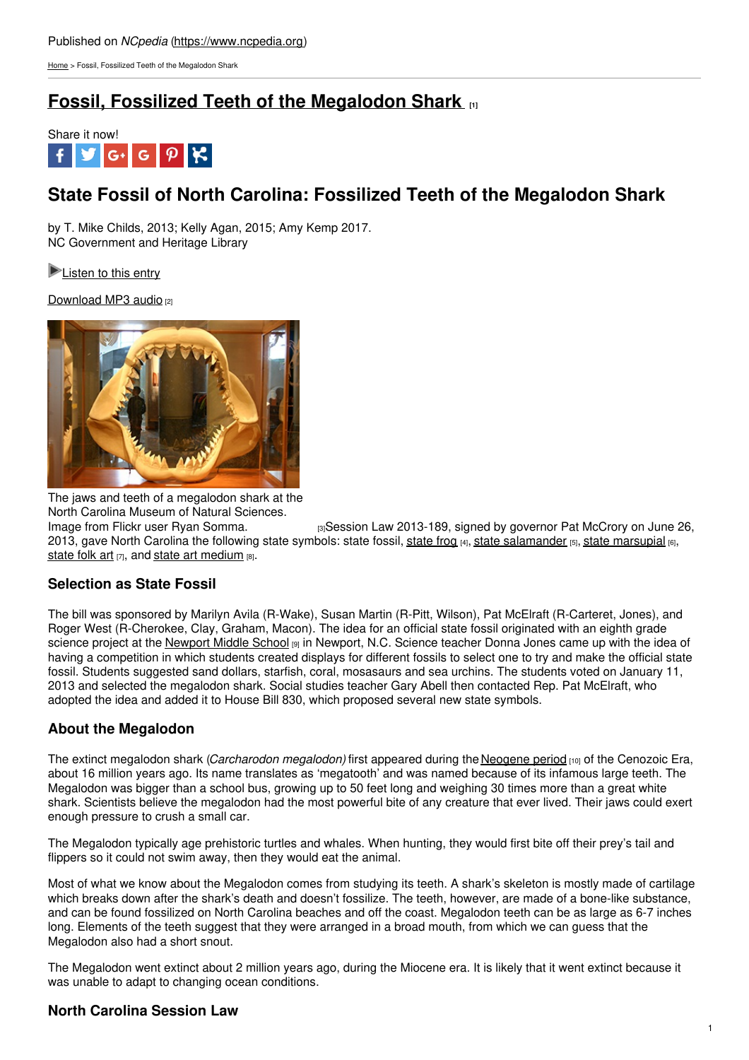Published on *NCpedia* (https://www.ncpedia.org)

Home > Fossil, Fossilized Teeth of the Megalodon Shark

# Fossil, Fossilized Teeth of the Megalodon Shark [1]

Share it now!

## State Fossil of North Carolina: Fossilized Teeth of the Megalodon Shark

by T. Mike Childs, 2013; Kelly Agan, 2015; Amy Kemp 2017.
NC Government and Heritage Library

Listen to this entry

Download MP3 audio [2]

The jaws and teeth of a megalodon shark at the North Carolina Museum of Natural Sciences.
Image from Flickr user Ryan Somma. [3]

Session Law 2013-189, signed by governor Pat McCrory on June 26, 2013, gave North Carolina the following state symbols: state fossil, state frog [4], state salamander [5], state marsupial [6], state folk art [7], and state art medium [8].

### Selection as State Fossil

The bill was sponsored by Marilyn Avila (R-Wake), Susan Martin (R-Pitt, Wilson), Pat McElraft (R-Carteret, Jones), and Roger West (R-Cherokee, Clay, Graham, Macon). The idea for an official state fossil originated with an eighth grade science project at the Newport Middle School [9] in Newport, N.C. Science teacher Donna Jones came up with the idea of having a competition in which students created displays for different fossils to select one to try and make the official state fossil. Students suggested sand dollars, starfish, coral, mosasaurs and sea urchins. The students voted on January 11, 2013 and selected the megalodon shark. Social studies teacher Gary Abell then contacted Rep. Pat McElraft, who adopted the idea and added it to House Bill 830, which proposed several new state symbols.

### About the Megalodon

The extinct megalodon shark (*Carcharodon megalodon)* first appeared during the Neogene period [10] of the Cenozoic Era, about 16 million years ago. Its name translates as 'megatooth' and was named because of its infamous large teeth. The Megalodon was bigger than a school bus, growing up to 50 feet long and weighing 30 times more than a great white shark. Scientists believe the megalodon had the most powerful bite of any creature that ever lived. Their jaws could exert enough pressure to crush a small car.

The Megalodon typically age prehistoric turtles and whales. When hunting, they would first bite off their prey's tail and flippers so it could not swim away, then they would eat the animal.

Most of what we know about the Megalodon comes from studying its teeth. A shark's skeleton is mostly made of cartilage which breaks down after the shark's death and doesn't fossilize. The teeth, however, are made of a bone-like substance, and can be found fossilized on North Carolina beaches and off the coast. Megalodon teeth can be as large as 6-7 inches long. Elements of the teeth suggest that they were arranged in a broad mouth, from which we can guess that the Megalodon also had a short snout.

The Megalodon went extinct about 2 million years ago, during the Miocene era. It is likely that it went extinct because it was unable to adapt to changing ocean conditions.

### North Carolina Session Law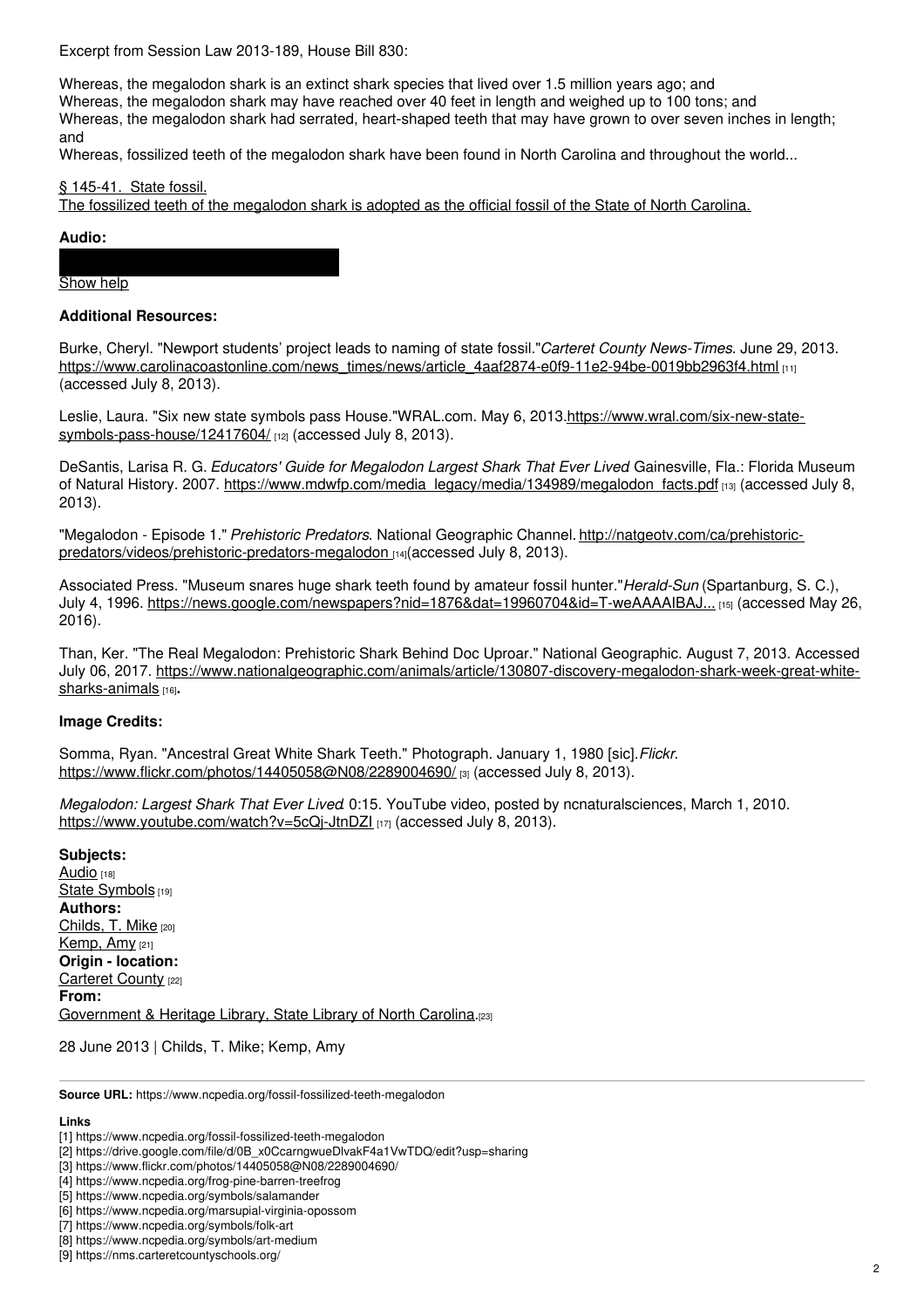Excerpt from Session Law 2013-189, House Bill 830:

Whereas, the megalodon shark is an extinct shark species that lived over 1.5 million years ago; and
Whereas, the megalodon shark may have reached over 40 feet in length and weighed up to 100 tons; and
Whereas, the megalodon shark had serrated, heart-shaped teeth that may have grown to over seven inches in length; and
Whereas, fossilized teeth of the megalodon shark have been found in North Carolina and throughout the world...

§ 145-41. State fossil.
The fossilized teeth of the megalodon shark is adopted as the official fossil of the State of North Carolina.

**Audio:**

Show help

**Additional Resources:**

Burke, Cheryl. "Newport students' project leads to naming of state fossil."*Carteret County News-Times*. June 29, 2013. https://www.carolinacoastonline.com/news_times/news/article_4aaf2874-e0f9-11e2-94be-0019bb2963f4.html [11] (accessed July 8, 2013).

Leslie, Laura. "Six new state symbols pass House."WRAL.com. May 6, 2013.https://www.wral.com/six-new-state-symbols-pass-house/12417604/ [12] (accessed July 8, 2013).

DeSantis, Larisa R. G. *Educators' Guide for Megalodon Largest Shark That Ever Lived* Gainesville, Fla.: Florida Museum of Natural History. 2007. https://www.mdwfp.com/media_legacy/media/134989/megalodon_facts.pdf [13] (accessed July 8, 2013).

"Megalodon - Episode 1." *Prehistoric Predators*. National Geographic Channel. http://natgeotv.com/ca/prehistoric-predators/videos/prehistoric-predators-megalodon [14](accessed July 8, 2013).

Associated Press. "Museum snares huge shark teeth found by amateur fossil hunter."*Herald-Sun* (Spartanburg, S. C.), July 4, 1996. https://news.google.com/newspapers?nid=1876&dat=19960704&id=T-weAAAAIBAJ... [15] (accessed May 26, 2016).

Than, Ker. "The Real Megalodon: Prehistoric Shark Behind Doc Uproar." National Geographic. August 7, 2013. Accessed July 06, 2017. https://www.nationalgeographic.com/animals/article/130807-discovery-megalodon-shark-week-great-white-sharks-animals [16].

**Image Credits:**

Somma, Ryan. "Ancestral Great White Shark Teeth." Photograph. January 1, 1980 [sic].*Flickr*. https://www.flickr.com/photos/14405058@N08/2289004690/ [3] (accessed July 8, 2013).

*Megalodon: Largest Shark That Ever Lived*. 0:15. YouTube video, posted by ncnaturalsciences, March 1, 2010. https://www.youtube.com/watch?v=5cQj-JtnDZI [17] (accessed July 8, 2013).

**Subjects:**
Audio [18]
State Symbols [19]
**Authors:**
Childs, T. Mike [20]
Kemp, Amy [21]
**Origin - location:**
Carteret County [22]
**From:**
Government & Heritage Library, State Library of North Carolina.[23]

28 June 2013 | Childs, T. Mike; Kemp, Amy

**Source URL:** https://www.ncpedia.org/fossil-fossilized-teeth-megalodon

**Links**
[1] https://www.ncpedia.org/fossil-fossilized-teeth-megalodon
[2] https://drive.google.com/file/d/0B_x0CcarngwueDlvakF4a1VwTDQ/edit?usp=sharing
[3] https://www.flickr.com/photos/14405058@N08/2289004690/
[4] https://www.ncpedia.org/frog-pine-barren-treefrog
[5] https://www.ncpedia.org/symbols/salamander
[6] https://www.ncpedia.org/marsupial-virginia-opossom
[7] https://www.ncpedia.org/symbols/folk-art
[8] https://www.ncpedia.org/symbols/art-medium
[9] https://nms.carteretcountyschools.org/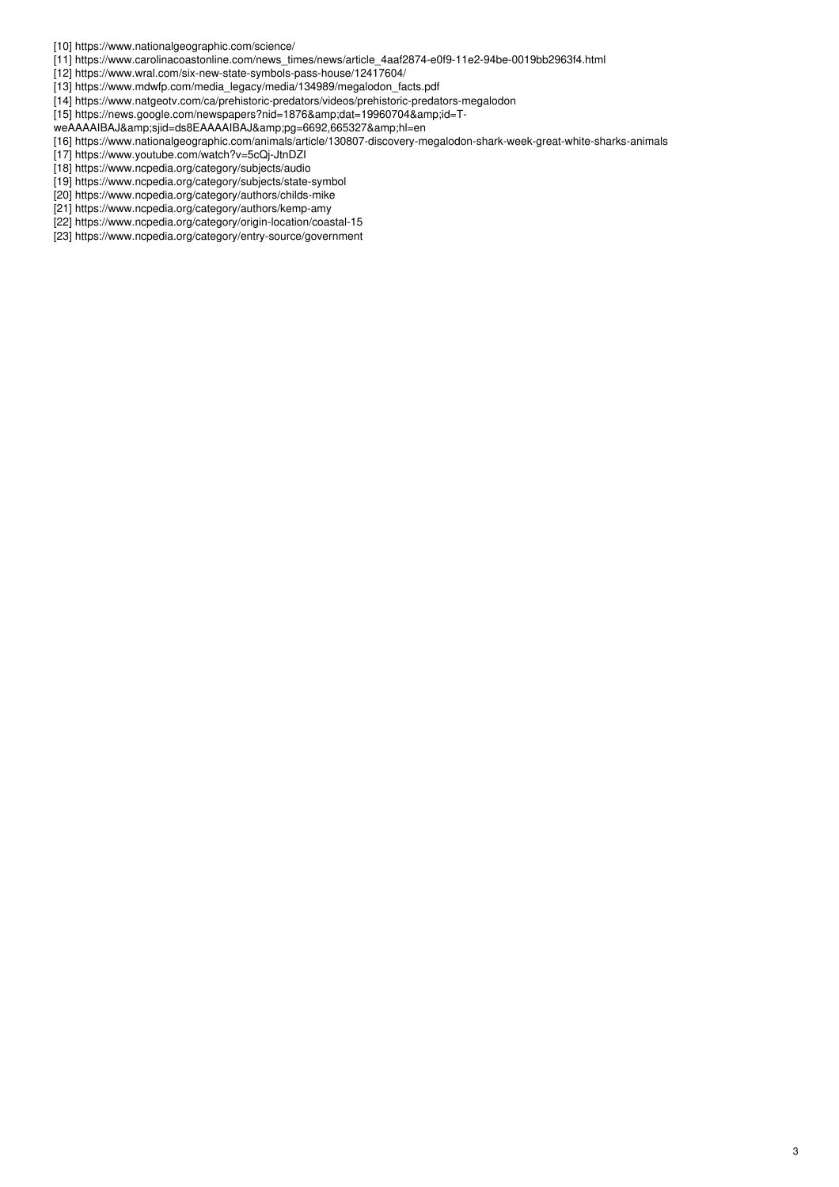[10] https://www.nationalgeographic.com/science/
[11] https://www.carolinacoastonline.com/news_times/news/article_4aaf2874-e0f9-11e2-94be-0019bb2963f4.html
[12] https://www.wral.com/six-new-state-symbols-pass-house/12417604/
[13] https://www.mdwfp.com/media_legacy/media/134989/megalodon_facts.pdf
[14] https://www.natgeotv.com/ca/prehistoric-predators/videos/prehistoric-predators-megalodon
[15] https://news.google.com/newspapers?nid=1876&amp;dat=19960704&amp;id=T-weAAAAIBAJ&amp;sjid=ds8EAAAAIBAJ&amp;pg=6692,665327&amp;hl=en
[16] https://www.nationalgeographic.com/animals/article/130807-discovery-megalodon-shark-week-great-white-sharks-animals
[17] https://www.youtube.com/watch?v=5cQj-JtnDZI
[18] https://www.ncpedia.org/category/subjects/audio
[19] https://www.ncpedia.org/category/subjects/state-symbol
[20] https://www.ncpedia.org/category/authors/childs-mike
[21] https://www.ncpedia.org/category/authors/kemp-amy
[22] https://www.ncpedia.org/category/origin-location/coastal-15
[23] https://www.ncpedia.org/category/entry-source/government